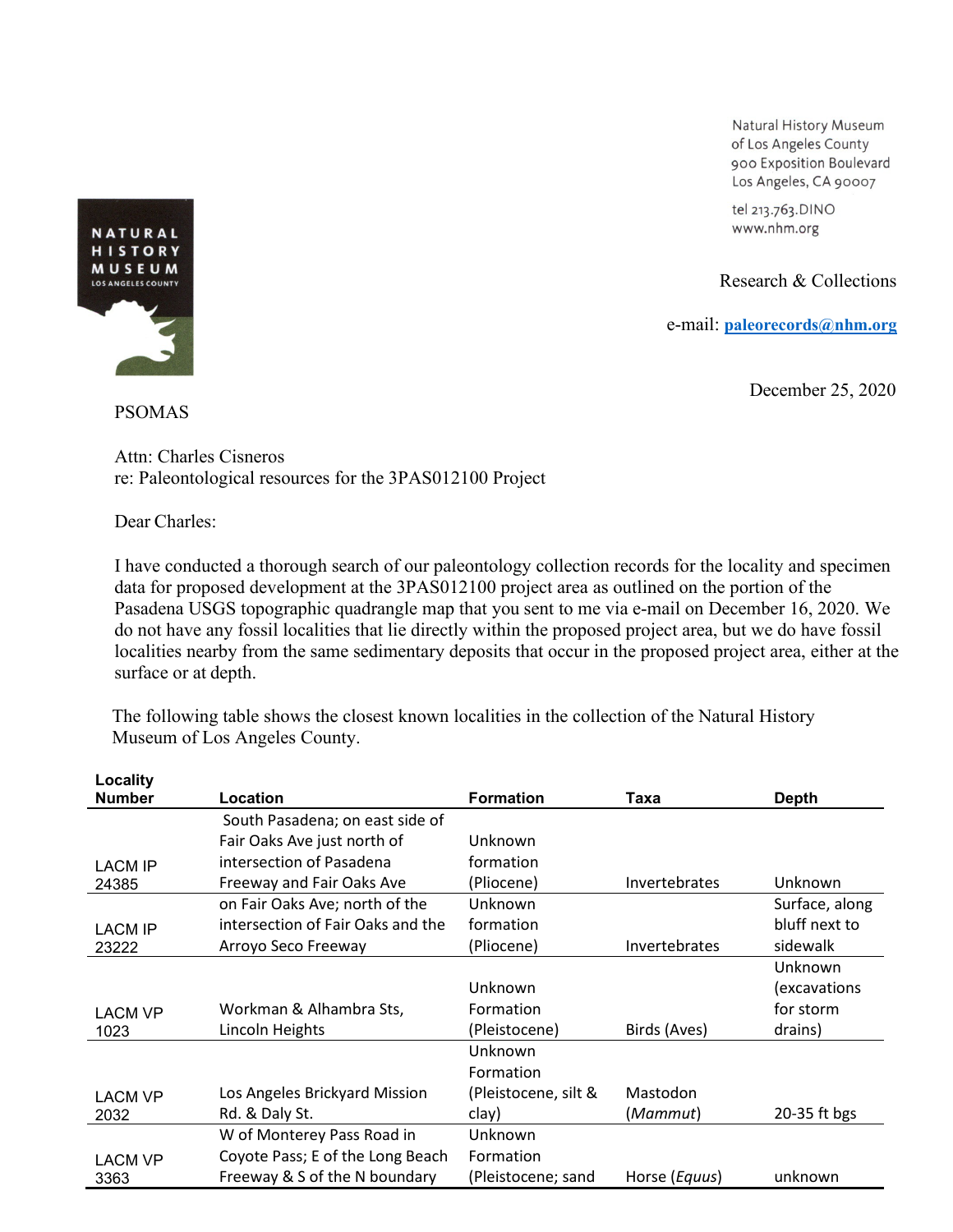Natural History Museum
of Los Angeles County
900 Exposition Boulevard
Los Angeles, CA 90007

tel 213.763.DINO
www.nhm.org

Research & Collections

e-mail: **paleorecords@nhm.org**

December 25, 2020

PSOMAS

Attn: Charles Cisneros
re: Paleontological resources for the 3PAS012100 Project

Dear Charles:

I have conducted a thorough search of our paleontology collection records for the locality and specimen data for proposed development at the 3PAS012100 project area as outlined on the portion of the Pasadena USGS topographic quadrangle map that you sent to me via e-mail on December 16, 2020. We do not have any fossil localities that lie directly within the proposed project area, but we do have fossil localities nearby from the same sedimentary deposits that occur in the proposed project area, either at the surface or at depth.

The following table shows the closest known localities in the collection of the Natural History Museum of Los Angeles County.

| Locality Number | Location | Formation | Taxa | Depth |
|---|---|---|---|---|
| LACM IP 24385 | South Pasadena; on east side of Fair Oaks Ave just north of intersection of Pasadena Freeway and Fair Oaks Ave | Unknown formation (Pliocene) | Invertebrates | Unknown |
| LACM IP 23222 | on Fair Oaks Ave; north of the intersection of Fair Oaks and the Arroyo Seco Freeway | Unknown formation (Pliocene) | Invertebrates | Surface, along bluff next to sidewalk |
| LACM VP 1023 | Workman & Alhambra Sts, Lincoln Heights | Unknown Formation (Pleistocene) | Birds (Aves) | Unknown (excavations for storm drains) |
| LACM VP 2032 | Los Angeles Brickyard Mission Rd. & Daly St. | Unknown Formation (Pleistocene, silt & clay) | Mastodon (*Mammut*) | 20-35 ft bgs |
| LACM VP 3363 | W of Monterey Pass Road in Coyote Pass; E of the Long Beach Freeway & S of the N boundary | Unknown Formation (Pleistocene; sand | Horse (*Equus*) | unknown |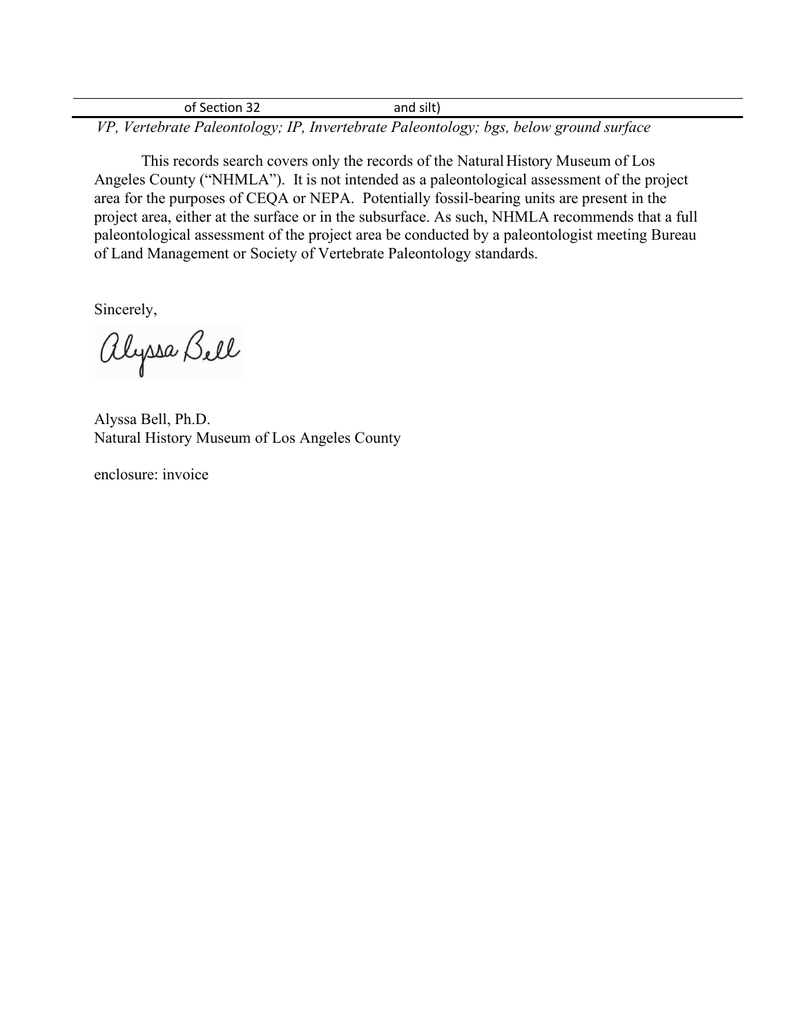| | | |
|---|---|---|
| of Section 32 | and silt) | |

*VP, Vertebrate Paleontology; IP, Invertebrate Paleontology; bgs, below ground surface*

This records search covers only the records of the Natural History Museum of Los Angeles County ("NHMLA"). It is not intended as a paleontological assessment of the project area for the purposes of CEQA or NEPA. Potentially fossil-bearing units are present in the project area, either at the surface or in the subsurface. As such, NHMLA recommends that a full paleontological assessment of the project area be conducted by a paleontologist meeting Bureau of Land Management or Society of Vertebrate Paleontology standards.

Sincerely,

Alyssa Bell

Alyssa Bell, Ph.D.
Natural History Museum of Los Angeles County

enclosure: invoice